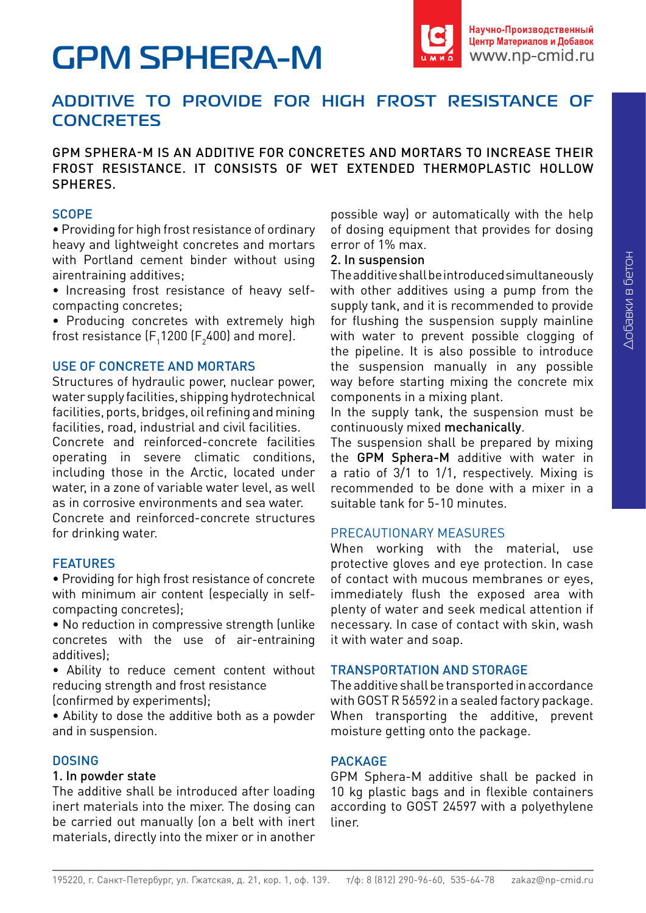# GPM SPHERA-M

## ADDITIVE TO PROVIDE FOR HIGH FROST RESISTANCE OF CONCRETES

GPM SPHERA-M IS AN ADDITIVE FOR CONCRETES AND MORTARS TO INCREASE THEIR FROST RESISTANCE. IT CONSISTS OF WET EXTENDED THERMOPLASTIC HOLLOW SPHERES.

### SCOPE

- Providing for high frost resistance of ordinary heavy and lightweight concretes and mortars with Portland cement binder without using airentraining additives;
- Increasing frost resistance of heavy self-compacting concretes;
- Producing concretes with extremely high frost resistance ($F_1$1200 ($F_2$400) and more).

### USE OF CONCRETE AND MORTARS

Structures of hydraulic power, nuclear power, water supply facilities, shipping hydrotechnical facilities, ports, bridges, oil refining and mining facilities, road, industrial and civil facilities.

Concrete and reinforced-concrete facilities operating in severe climatic conditions, including those in the Arctic, located under water, in a zone of variable water level, as well as in corrosive environments and sea water.

Concrete and reinforced-concrete structures for drinking water.

### FEATURES

- Providing for high frost resistance of concrete with minimum air content (especially in self-compacting concretes);
- No reduction in compressive strength (unlike concretes with the use of air-entraining additives);
- Ability to reduce cement content without reducing strength and frost resistance (confirmed by experiments);
- Ability to dose the additive both as a powder and in suspension.

### DOSING

**1. In powder state**

The additive shall be introduced after loading inert materials into the mixer. The dosing can be carried out manually (on a belt with inert materials, directly into the mixer or in another possible way) or automatically with the help of dosing equipment that provides for dosing error of 1% max.

**2. In suspension**

The additive shall be introduced simultaneously with other additives using a pump from the supply tank, and it is recommended to provide for flushing the suspension supply mainline with water to prevent possible clogging of the pipeline. It is also possible to introduce the suspension manually in any possible way before starting mixing the concrete mix components in a mixing plant.

In the supply tank, the suspension must be continuously mixed **mechanically**.

The suspension shall be prepared by mixing the **GPM Sphera-M** additive with water in a ratio of 3/1 to 1/1, respectively. Mixing is recommended to be done with a mixer in a suitable tank for 5-10 minutes.

### PRECAUTIONARY MEASURES

When working with the material, use protective gloves and eye protection. In case of contact with mucous membranes or eyes, immediately flush the exposed area with plenty of water and seek medical attention if necessary. In case of contact with skin, wash it with water and soap.

### TRANSPORTATION AND STORAGE

The additive shall be transported in accordance with GOST R 56592 in a sealed factory package. When transporting the additive, prevent moisture getting onto the package.

### PACKAGE

GPM Sphera-M additive shall be packed in 10 kg plastic bags and in flexible containers according to GOST 24597 with a polyethylene liner.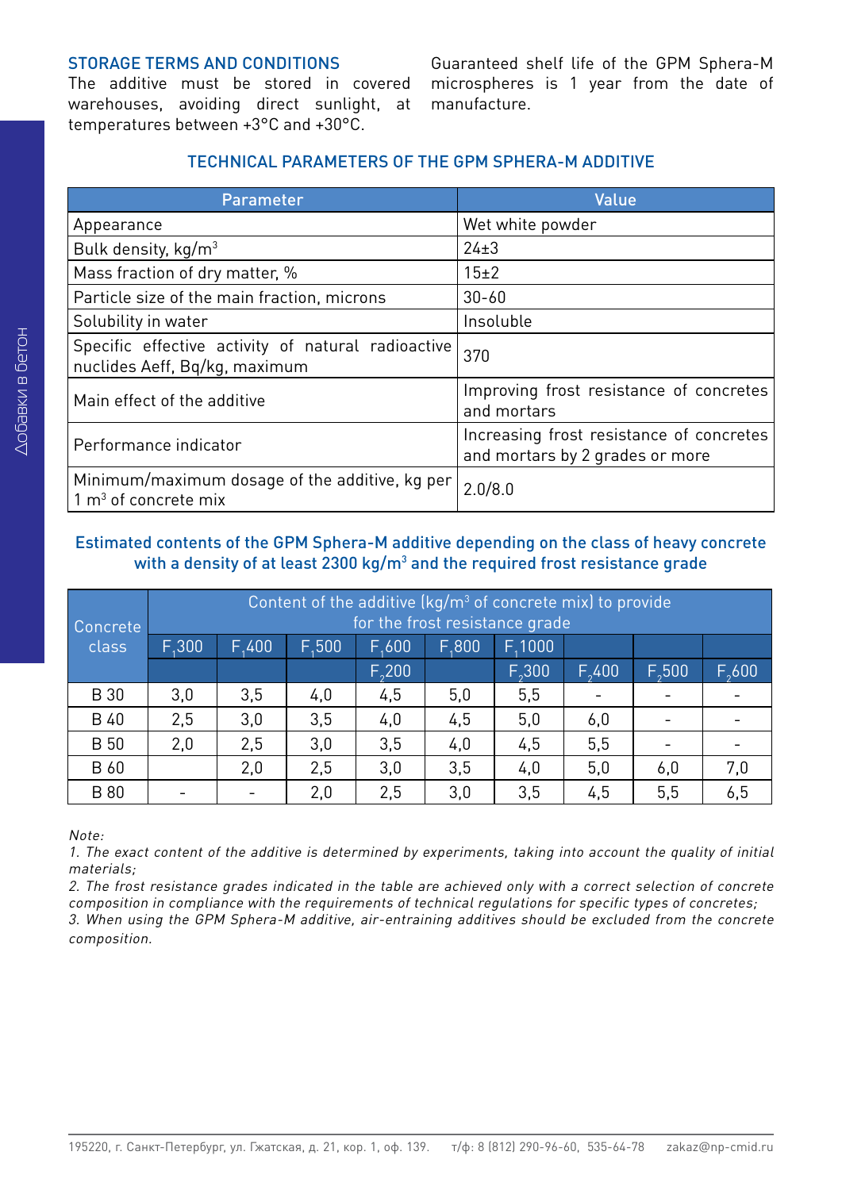## STORAGE TERMS AND CONDITIONS

The additive must be stored in covered warehouses, avoiding direct sunlight, at temperatures between +3°C and +30°C.

Guaranteed shelf life of the GPM Sphera-M microspheres is 1 year from the date of manufacture.

## TECHNICAL PARAMETERS OF THE GPM SPHERA-M ADDITIVE

| Parameter | Value |
|---|---|
| Appearance | Wet white powder |
| Bulk density, kg/m³ | 24±3 |
| Mass fraction of dry matter, % | 15±2 |
| Particle size of the main fraction, microns | 30-60 |
| Solubility in water | Insoluble |
| Specific effective activity of natural radioactive nuclides Aeff, Bq/kg, maximum | 370 |
| Main effect of the additive | Improving frost resistance of concretes and mortars |
| Performance indicator | Increasing frost resistance of concretes and mortars by 2 grades or more |
| Minimum/maximum dosage of the additive, kg per 1 m³ of concrete mix | 2.0/8.0 |

### Estimated contents of the GPM Sphera-M additive depending on the class of heavy concrete with a density of at least 2300 kg/m³ and the required frost resistance grade

| Concrete class | Content of the additive (kg/m³ of concrete mix) to provide for the frost resistance grade | | | | | | | | |
|---|---|---|---|---|---|---|---|---|---|
| | $F_1300$ | $F_1400$ | $F_1500$ | $F_1600$ | $F_1800$ | $F_11000$ | | | |
| | | | | $F_2200$ | | $F_2300$ | $F_2400$ | $F_2500$ | $F_2600$ |
| B 30 | 3,0 | 3,5 | 4,0 | 4,5 | 5,0 | 5,5 | - | - | - |
| B 40 | 2,5 | 3,0 | 3,5 | 4,0 | 4,5 | 5,0 | 6,0 | - | - |
| B 50 | 2,0 | 2,5 | 3,0 | 3,5 | 4,0 | 4,5 | 5,5 | - | - |
| B 60 | | 2,0 | 2,5 | 3,0 | 3,5 | 4,0 | 5,0 | 6,0 | 7,0 |
| B 80 | - | - | 2,0 | 2,5 | 3,0 | 3,5 | 4,5 | 5,5 | 6,5 |

*Note:*

*1. The exact content of the additive is determined by experiments, taking into account the quality of initial materials;*

*2. The frost resistance grades indicated in the table are achieved only with a correct selection of concrete composition in compliance with the requirements of technical regulations for specific types of concretes;*

*3. When using the GPM Sphera-M additive, air-entraining additives should be excluded from the concrete composition.*

195220, г. Санкт-Петербург, ул. Гжатская, д. 21, кор. 1, оф. 139. т/ф: 8 (812) 290-96-60, 535-64-78 zakaz@np-cmid.ru